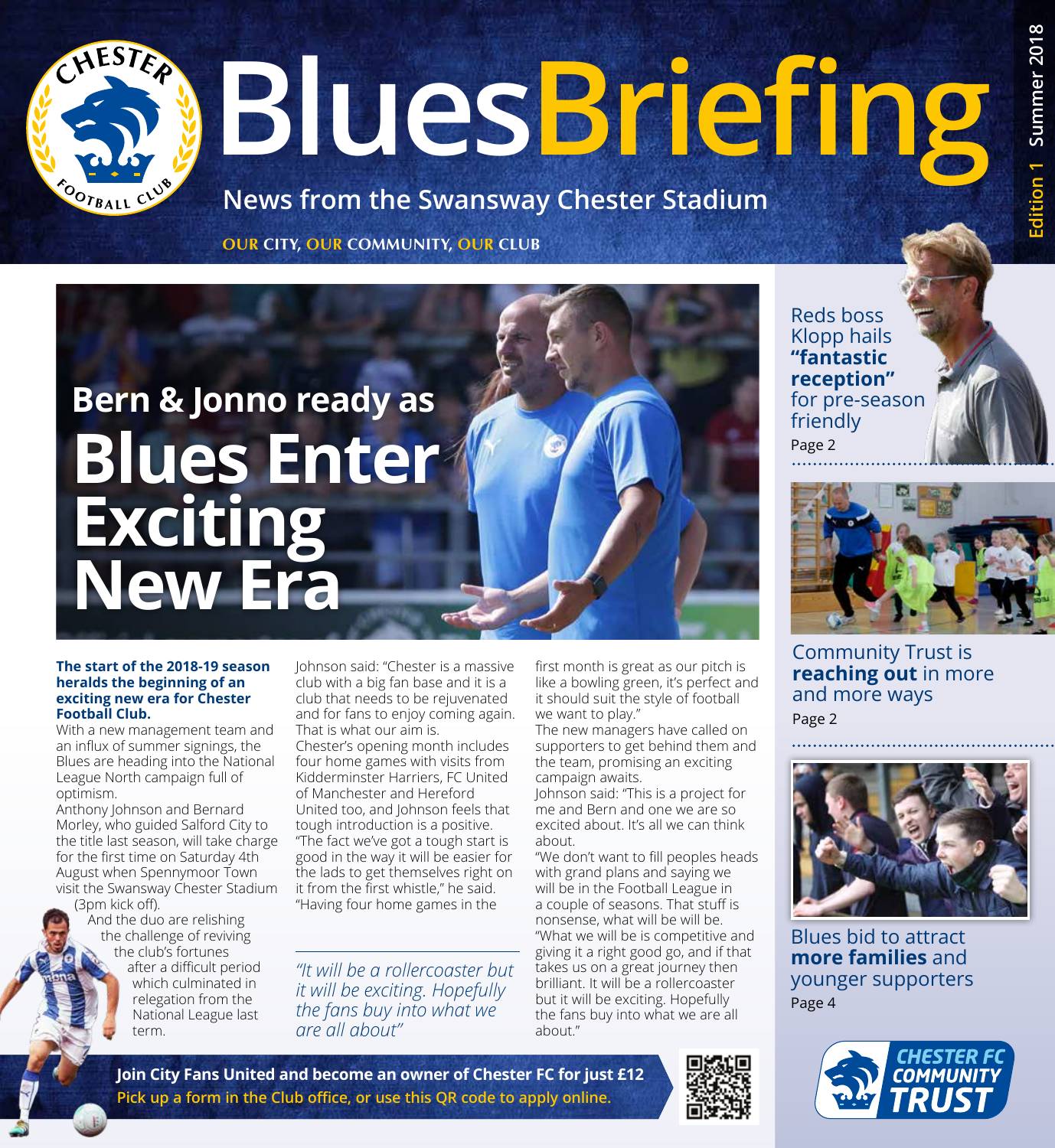# BluesBriefing

**News from the Swansway Chester Stadium**

**OUR CITY, OUR COMMUNITY, OUR CLUB**

Edition 1 Summer 2018

## Bern & Jonno ready as Blues Enter Exciting New Era

**The start of the 2018-19 season heralds the beginning of an exciting new era for Chester Football Club.**

With a new management team and an influx of summer signings, the Blues are heading into the National League North campaign full of optimism.

Anthony Johnson and Bernard Morley, who guided Salford City to the title last season, will take charge for the first time on Saturday 4th August when Spennymoor Town visit the Swansway Chester Stadium (3pm kick off).

And the duo are relishing the challenge of reviving the club's fortunes after a difficult period which culminated in relegation from the National League last term.

Johnson said: "Chester is a massive club with a big fan base and it is a club that needs to be rejuvenated and for fans to enjoy coming again. That is what our aim is.

Chester's opening month includes four home games with visits from Kidderminster Harriers, FC United of Manchester and Hereford United too, and Johnson feels that tough introduction is a positive.

"The fact we've got a tough start is good in the way it will be easier for the lads to get themselves right on it from the first whistle," he said. "Having four home games in the first month is great as our pitch is like a bowling green, it's perfect and it should suit the style of football we want to play."

*"It will be a rollercoaster but it will be exciting. Hopefully the fans buy into what we are all about"*

The new managers have called on supporters to get behind them and the team, promising an exciting campaign awaits.

Johnson said: "This is a project for me and Bern and one we are so excited about. It's all we can think about.

"We don't want to fill peoples heads with grand plans and saying we will be in the Football League in a couple of seasons. That stuff is nonsense, what will be will be.

"What we will be is competitive and giving it a right good go, and if that takes us on a great journey then brilliant. It will be a rollercoaster but it will be exciting. Hopefully the fans buy into what we are all about."

**Join City Fans United and become an owner of Chester FC for just £12**
Pick up a form in the Club office, or use this QR code to apply online.

---

Reds boss Klopp hails **"fantastic reception"** for pre-season friendly
Page 2

Community Trust is **reaching out** in more and more ways
Page 2

Blues bid to attract **more families** and younger supporters
Page 4

CHESTER FC COMMUNITY TRUST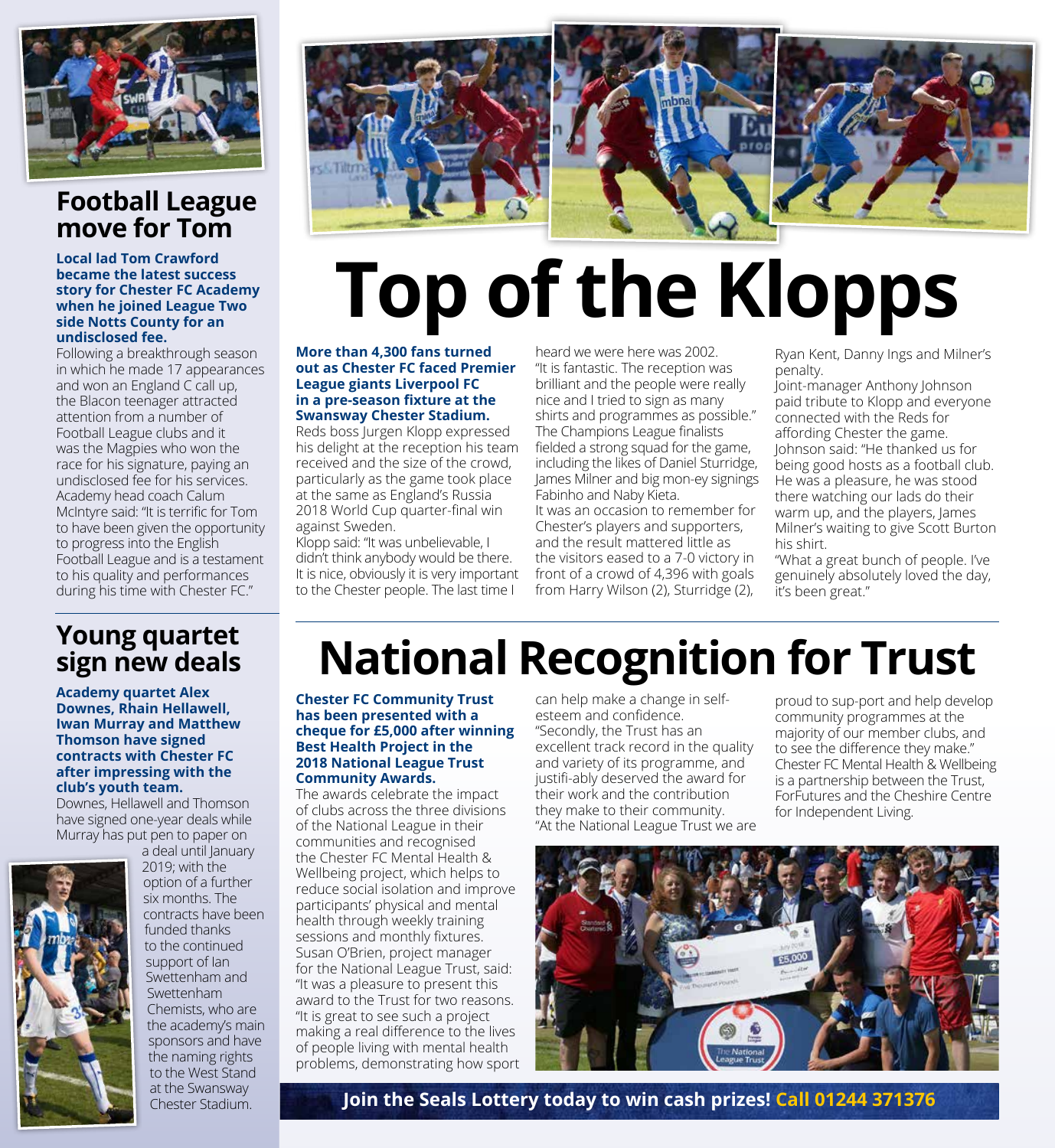## Football League move for Tom

**Local lad Tom Crawford became the latest success story for Chester FC Academy when he joined League Two side Notts County for an undisclosed fee.**

Following a breakthrough season in which he made 17 appearances and won an England C call up, the Blacon teenager attracted attention from a number of Football League clubs and it was the Magpies who won the race for his signature, paying an undisclosed fee for his services.

Academy head coach Calum McIntyre said: "It is terrific for Tom to have been given the opportunity to progress into the English Football League and is a testament to his quality and performances during his time with Chester FC."

## Young quartet sign new deals

**Academy quartet Alex Downes, Rhain Hellawell, Iwan Murray and Matthew Thomson have signed contracts with Chester FC after impressing with the club's youth team.**

Downes, Hellawell and Thomson have signed one-year deals while Murray has put pen to paper on a deal until January 2019; with the option of a further six months. The contracts have been funded thanks to the continued support of Ian Swettenham and Swettenham Chemists, who are the academy's main sponsors and have the naming rights to the West Stand at the Swansway Chester Stadium.

# Top of the Klopps

**More than 4,300 fans turned out as Chester FC faced Premier League giants Liverpool FC in a pre-season fixture at the Swansway Chester Stadium.**

Reds boss Jurgen Klopp expressed his delight at the reception his team received and the size of the crowd, particularly as the game took place at the same as England's Russia 2018 World Cup quarter-final win against Sweden.

Klopp said: "It was unbelievable, I didn't think anybody would be there. It is nice, obviously it is very important to the Chester people. The last time I heard we were here was 2002.

"It is fantastic. The reception was brilliant and the people were really nice and I tried to sign as many shirts and programmes as possible."

The Champions League finalists fielded a strong squad for the game, including the likes of Daniel Sturridge, James Milner and big mon-ey signings Fabinho and Naby Kieta.

It was an occasion to remember for Chester's players and supporters, and the result mattered little as the visitors eased to a 7-0 victory in front of a crowd of 4,396 with goals from Harry Wilson (2), Sturridge (2), Ryan Kent, Danny Ings and Milner's penalty.

Joint-manager Anthony Johnson paid tribute to Klopp and everyone connected with the Reds for affording Chester the game.

Johnson said: "He thanked us for being good hosts as a football club. He was a pleasure, he was stood there watching our lads do their warm up, and the players, James Milner's waiting to give Scott Burton his shirt.

"What a great bunch of people. I've genuinely absolutely loved the day, it's been great."

# National Recognition for Trust

**Chester FC Community Trust has been presented with a cheque for £5,000 after winning Best Health Project in the 2018 National League Trust Community Awards.**

The awards celebrate the impact of clubs across the three divisions of the National League in their communities and recognised the Chester FC Mental Health & Wellbeing project, which helps to reduce social isolation and improve participants' physical and mental health through weekly training sessions and monthly fixtures.

Susan O'Brien, project manager for the National League Trust, said: "It was a pleasure to present this award to the Trust for two reasons.

"It is great to see such a project making a real difference to the lives of people living with mental health problems, demonstrating how sport can help make a change in self-esteem and confidence.

"Secondly, the Trust has an excellent track record in the quality and variety of its programme, and justifi-ably deserved the award for their work and the contribution they make to their community.

"At the National League Trust we are proud to sup-port and help develop community programmes at the majority of our member clubs, and to see the difference they make."

Chester FC Mental Health & Wellbeing is a partnership between the Trust, ForFutures and the Cheshire Centre for Independent Living.

**Join the Seals Lottery today to win cash prizes! Call 01244 371376**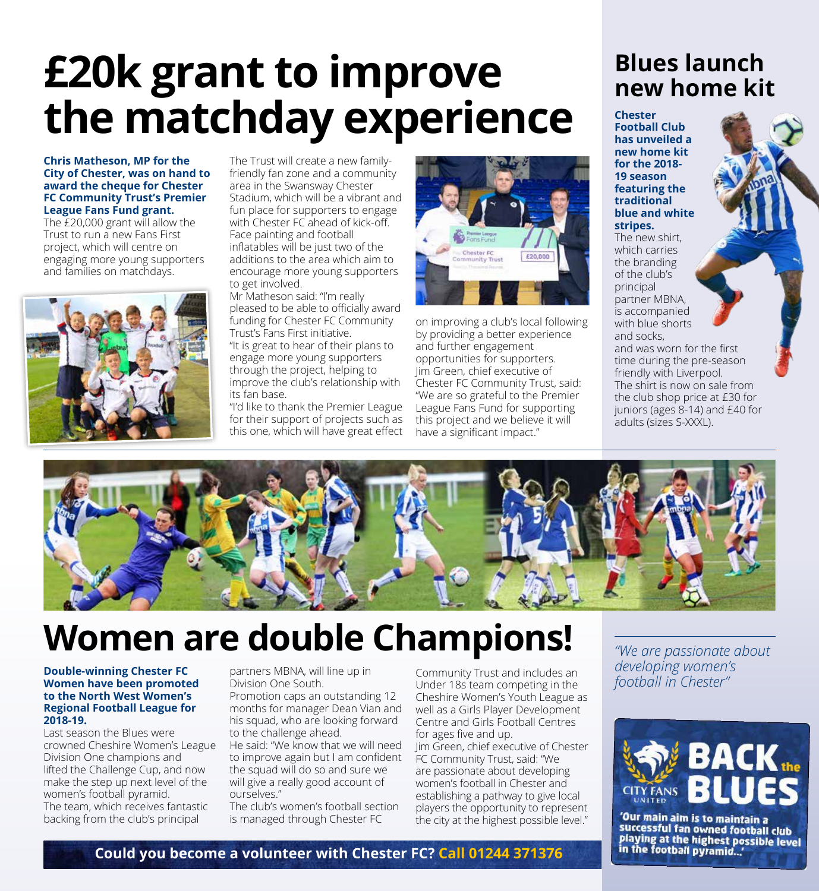# £20k grant to improve the matchday experience

**Chris Matheson, MP for the City of Chester, was on hand to award the cheque for Chester FC Community Trust's Premier League Fans Fund grant.**

The £20,000 grant will allow the Trust to run a new Fans First project, which will centre on engaging more young supporters and families on matchdays.

The Trust will create a new family-friendly fan zone and a community area in the Swansway Chester Stadium, which will be a vibrant and fun place for supporters to engage with Chester FC ahead of kick-off. Face painting and football inflatables will be just two of the additions to the area which aim to encourage more young supporters to get involved.

Mr Matheson said: "I'm really pleased to be able to officially award funding for Chester FC Community Trust's Fans First initiative.

"It is great to hear of their plans to engage more young supporters through the project, helping to improve the club's relationship with its fan base.

"I'd like to thank the Premier League for their support of projects such as this one, which will have great effect on improving a club's local following by providing a better experience and further engagement opportunities for supporters.

Jim Green, chief executive of Chester FC Community Trust, said: "We are so grateful to the Premier League Fans Fund for supporting this project and we believe it will have a significant impact."

## Blues launch new home kit

**Chester Football Club has unveiled a new home kit for the 2018-19 season featuring the traditional blue and white stripes.**

The new shirt, which carries the branding of the club's principal partner MBNA, is accompanied with blue shorts and socks, and was worn for the first time during the pre-season friendly with Liverpool.

The shirt is now on sale from the club shop price at £30 for juniors (ages 8-14) and £40 for adults (sizes S-XXXL).

# Women are double Champions!

**Double-winning Chester FC Women have been promoted to the North West Women's Regional Football League for 2018-19.**

Last season the Blues were crowned Cheshire Women's League Division One champions and lifted the Challenge Cup, and now make the step up next level of the women's football pyramid.

The team, which receives fantastic backing from the club's principal partners MBNA, will line up in Division One South.

Promotion caps an outstanding 12 months for manager Dean Vian and his squad, who are looking forward to the challenge ahead.

He said: "We know that we will need to improve again but I am confident the squad will do so and sure we will give a really good account of ourselves."

The club's women's football section is managed through Chester FC Community Trust and includes an Under 18s team competing in the Cheshire Women's Youth League as well as a Girls Player Development Centre and Girls Football Centres for ages five and up.

Jim Green, chief executive of Chester FC Community Trust, said: "We are passionate about developing women's football in Chester and establishing a pathway to give local players the opportunity to represent the city at the highest possible level."

*"We are passionate about developing women's football in Chester"*

**CITY FANS UNITED — BACK the BLUES**

'Our main aim is to maintain a successful fan owned football club playing at the highest possible level in the football pyramid...'

**Could you become a volunteer with Chester FC? Call 01244 371376**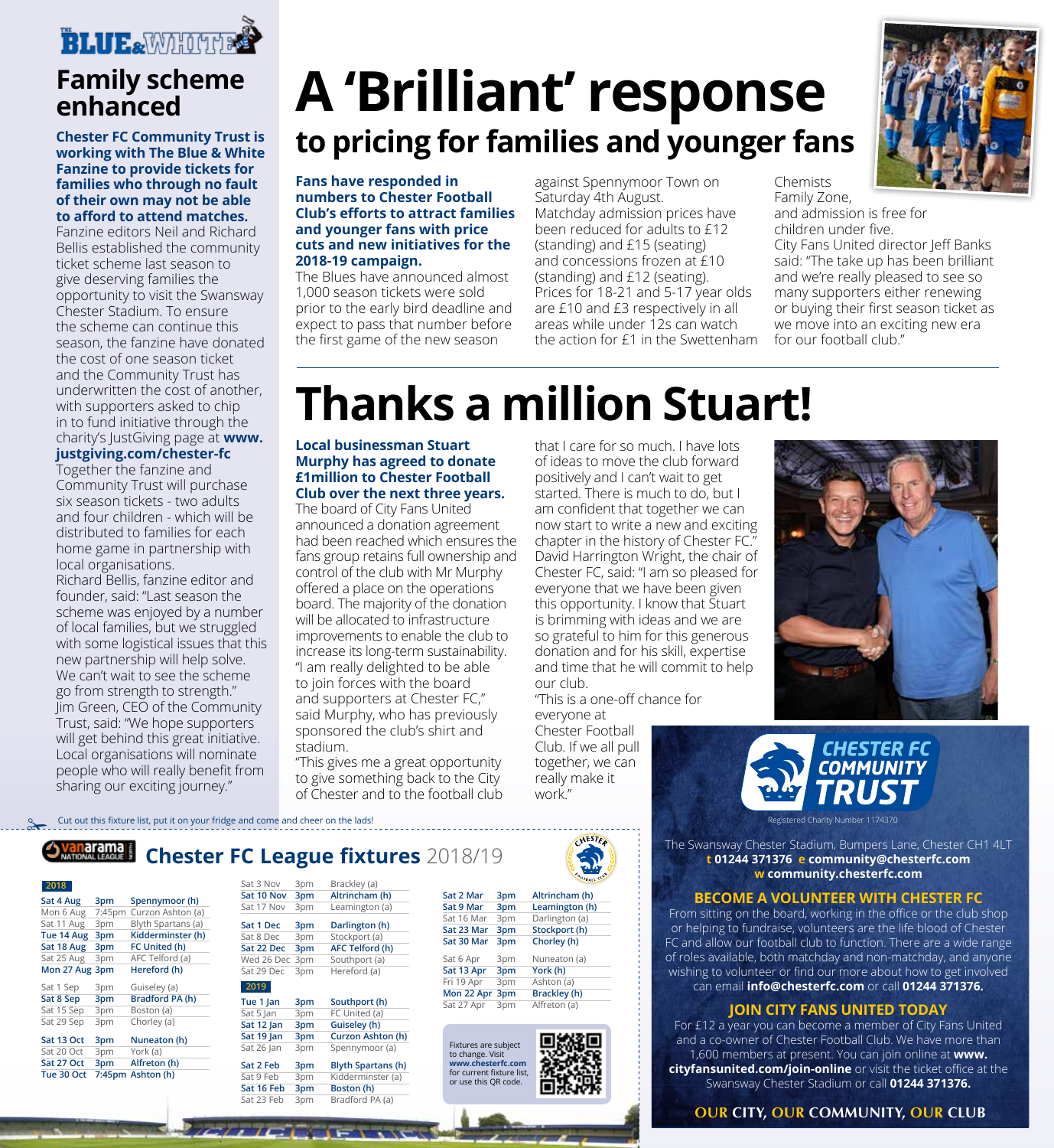BLUE & WHITE

## Family scheme enhanced

**Chester FC Community Trust is working with The Blue & White Fanzine to provide tickets for families who through no fault of their own may not be able to afford to attend matches.**

Fanzine editors Neil and Richard Bellis established the community ticket scheme last season to give deserving families the opportunity to visit the Swansway Chester Stadium. To ensure the scheme can continue this season, the fanzine have donated the cost of one season ticket and the Community Trust has underwritten the cost of another, with supporters asked to chip in to fund initiative through the charity's JustGiving page at **www.justgiving.com/chester-fc**

Together the fanzine and Community Trust will purchase six season tickets - two adults and four children - which will be distributed to families for each home game in partnership with local organisations.

Richard Bellis, fanzine editor and founder, said: "Last season the scheme was enjoyed by a number of local families, but we struggled with some logistical issues that this new partnership will help solve. We can't wait to see the scheme go from strength to strength."

Jim Green, CEO of the Community Trust, said: "We hope supporters will get behind this great initiative. Local organisations will nominate people who will really benefit from sharing our exciting journey."

# A 'Brilliant' response

## to pricing for families and younger fans

**Fans have responded in numbers to Chester Football Club's efforts to attract families and younger fans with price cuts and new initiatives for the 2018-19 campaign.**

The Blues have announced almost 1,000 season tickets were sold prior to the early bird deadline and expect to pass that number before the first game of the new season against Spennymoor Town on Saturday 4th August.

Matchday admission prices have been reduced for adults to £12 (standing) and £15 (seating) and concessions frozen at £10 (standing) and £12 (seating). Prices for 18-21 and 5-17 year olds are £10 and £3 respectively in all areas while under 12s can watch the action for £1 in the Swettenham Chemists Family Zone, and admission is free for children under five.

City Fans United director Jeff Banks said: "The take up has been brilliant and we're really pleased to see so many supporters either renewing or buying their first season ticket as we move into an exciting new era for our football club."

# Thanks a million Stuart!

**Local businessman Stuart Murphy has agreed to donate £1million to Chester Football Club over the next three years.**

The board of City Fans United announced a donation agreement had been reached which ensures the fans group retains full ownership and control of the club with Mr Murphy offered a place on the operations board. The majority of the donation will be allocated to infrastructure improvements to enable the club to increase its long-term sustainability.

"I am really delighted to be able to join forces with the board and supporters at Chester FC," said Murphy, who has previously sponsored the club's shirt and stadium.

"This gives me a great opportunity to give something back to the City of Chester and to the football club that I care for so much. I have lots of ideas to move the club forward positively and I can't wait to get started. There is much to do, but I am confident that together we can now start to write a new and exciting chapter in the history of Chester FC."

David Harrington Wright, the chair of Chester FC, said: "I am so pleased for everyone that we have been given this opportunity. I know that Stuart is brimming with ideas and we are so grateful to him for this generous donation and for his skill, expertise and time that he will commit to help our club.

"This is a one-off chance for everyone at Chester Football Club. If we all pull together, we can really make it work."

CHESTER FC COMMUNITY TRUST

Registered Charity Number 1174370

The Swansway Chester Stadium, Bumpers Lane, Chester CH1 4LT
**t 01244 371376 e community@chesterfc.com**
**w community.chesterfc.com**

### BECOME A VOLUNTEER WITH CHESTER FC

From sitting on the board, working in the office or the club shop or helping to fundraise, volunteers are the life blood of Chester FC and allow our football club to function. There are a wide range of roles available, both matchday and non-matchday, and anyone wishing to volunteer or find our more about how to get involved can email **info@chesterfc.com** or call **01244 371376.**

### JOIN CITY FANS UNITED TODAY

For £12 a year you can become a member of City Fans United and a co-owner of Chester Football Club. We have more than 1,600 members at present. You can join online at **www.cityfansunited.com/join-online** or visit the ticket office at the Swansway Chester Stadium or call **01244 371376.**

**OUR CITY, OUR COMMUNITY, OUR CLUB**

Cut out this fixture list, put it on your fridge and come and cheer on the lads!

## Vanarama National League – Chester FC League fixtures 2018/19

| Date | Time | Opponent |
|---|---|---|
| **2018** | | |
| **Sat 4 Aug** | **3pm** | **Spennymoor (h)** |
| Mon 6 Aug | 7:45pm | Curzon Ashton (a) |
| Sat 11 Aug | 3pm | Blyth Spartans (a) |
| **Tue 14 Aug** | **3pm** | **Kidderminster (h)** |
| **Sat 18 Aug** | **3pm** | **FC United (h)** |
| Sat 25 Aug | 3pm | AFC Telford (a) |
| **Mon 27 Aug** | **3pm** | **Hereford (h)** |
| Sat 1 Sep | 3pm | Guiseley (a) |
| **Sat 8 Sep** | **3pm** | **Bradford PA (h)** |
| Sat 15 Sep | 3pm | Boston (a) |
| Sat 29 Sep | 3pm | Chorley (a) |
| **Sat 13 Oct** | **3pm** | **Nuneaton (h)** |
| Sat 20 Oct | 3pm | York (a) |
| **Sat 27 Oct** | **3pm** | **Alfreton (h)** |
| **Tue 30 Oct** | **7:45pm** | **Ashton (h)** |
| Sat 3 Nov | 3pm | Brackley (a) |
| **Sat 10 Nov** | **3pm** | **Altrincham (h)** |
| Sat 17 Nov | 3pm | Leamington (a) |
| **Sat 1 Dec** | **3pm** | **Darlington (h)** |
| Sat 8 Dec | 3pm | Stockport (a) |
| **Sat 22 Dec** | **3pm** | **AFC Telford (h)** |
| Wed 26 Dec | 3pm | Southport (a) |
| Sat 29 Dec | 3pm | Hereford (a) |
| **2019** | | |
| **Tue 1 Jan** | **3pm** | **Southport (h)** |
| Sat 5 Jan | 3pm | FC United (a) |
| **Sat 12 Jan** | **3pm** | **Guiseley (h)** |
| **Sat 19 Jan** | **3pm** | **Curzon Ashton (h)** |
| Sat 26 Jan | 3pm | Spennymoor (a) |
| **Sat 2 Feb** | **3pm** | **Blyth Spartans (h)** |
| Sat 9 Feb | 3pm | Kidderminster (a) |
| **Sat 16 Feb** | **3pm** | **Boston (h)** |
| Sat 23 Feb | 3pm | Bradford PA (a) |
| **Sat 2 Mar** | **3pm** | **Altrincham (h)** |
| **Sat 9 Mar** | **3pm** | **Leamington (h)** |
| Sat 16 Mar | 3pm | Darlington (a) |
| **Sat 23 Mar** | **3pm** | **Stockport (h)** |
| **Sat 30 Mar** | **3pm** | **Chorley (h)** |
| Sat 6 Apr | 3pm | Nuneaton (a) |
| **Sat 13 Apr** | **3pm** | **York (h)** |
| Fri 19 Apr | 3pm | Ashton (a) |
| **Mon 22 Apr** | **3pm** | **Brackley (h)** |
| Sat 27 Apr | 3pm | Alfreton (a) |

Fixtures are subject to change. Visit **www.chesterfc.com** for current fixture list, or use this QR code.